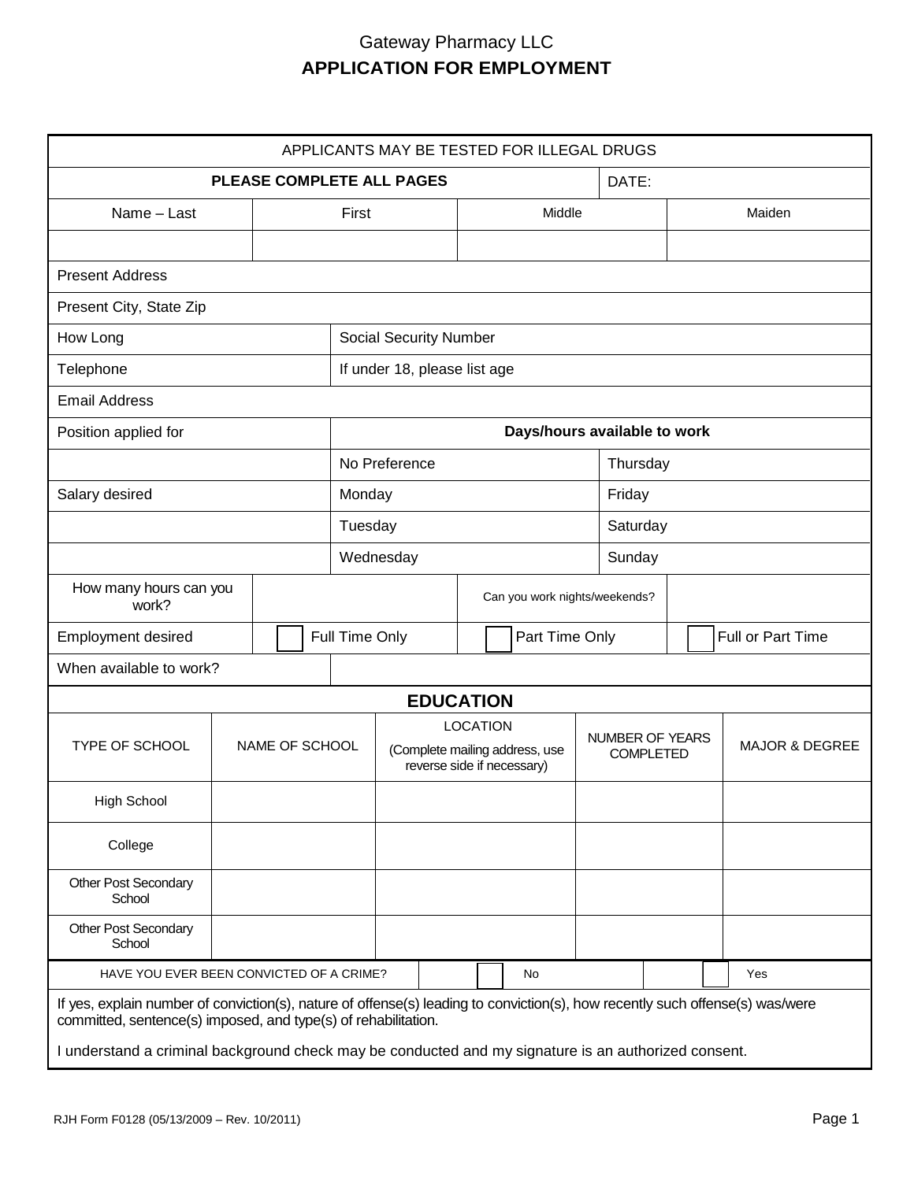# Gateway Pharmacy LLC

## APPLICATION FOR EMPLOYMENT

| APPLICANTS MAY BE TESTED FOR ILLEGAL DRUGS | | | | |
|---|---|---|---|---|
| **PLEASE COMPLETE ALL PAGES** | | | DATE: | |
| Name – Last | First | Middle | | Maiden |
| | | | | |
| Present Address | | | | |
| Present City, State Zip | | | | |
| How Long | Social Security Number | | | |
| Telephone | If under 18, please list age | | | |
| Email Address | | | | |
| Position applied for | **Days/hours available to work** | | | |
| | No Preference | | Thursday | |
| Salary desired | Monday | | Friday | |
| | Tuesday | | Saturday | |
| | Wednesday | | Sunday | |
| How many hours can you work? | | Can you work nights/weekends? | | |
| Employment desired | ☐ Full Time Only | ☐ Part Time Only | | ☐ Full or Part Time |
| When available to work? | | | | |

## EDUCATION

| TYPE OF SCHOOL | NAME OF SCHOOL | LOCATION (Complete mailing address, use reverse side if necessary) | NUMBER OF YEARS COMPLETED | MAJOR & DEGREE |
|---|---|---|---|---|
| High School | | | | |
| College | | | | |
| Other Post Secondary School | | | | |
| Other Post Secondary School | | | | |

| HAVE YOU EVER BEEN CONVICTED OF A CRIME? | ☐ No | ☐ Yes |
|---|---|---|

If yes, explain number of conviction(s), nature of offense(s) leading to conviction(s), how recently such offense(s) was/were committed, sentence(s) imposed, and type(s) of rehabilitation.

I understand a criminal background check may be conducted and my signature is an authorized consent.

RJH Form F0128 (05/13/2009 – Rev. 10/2011)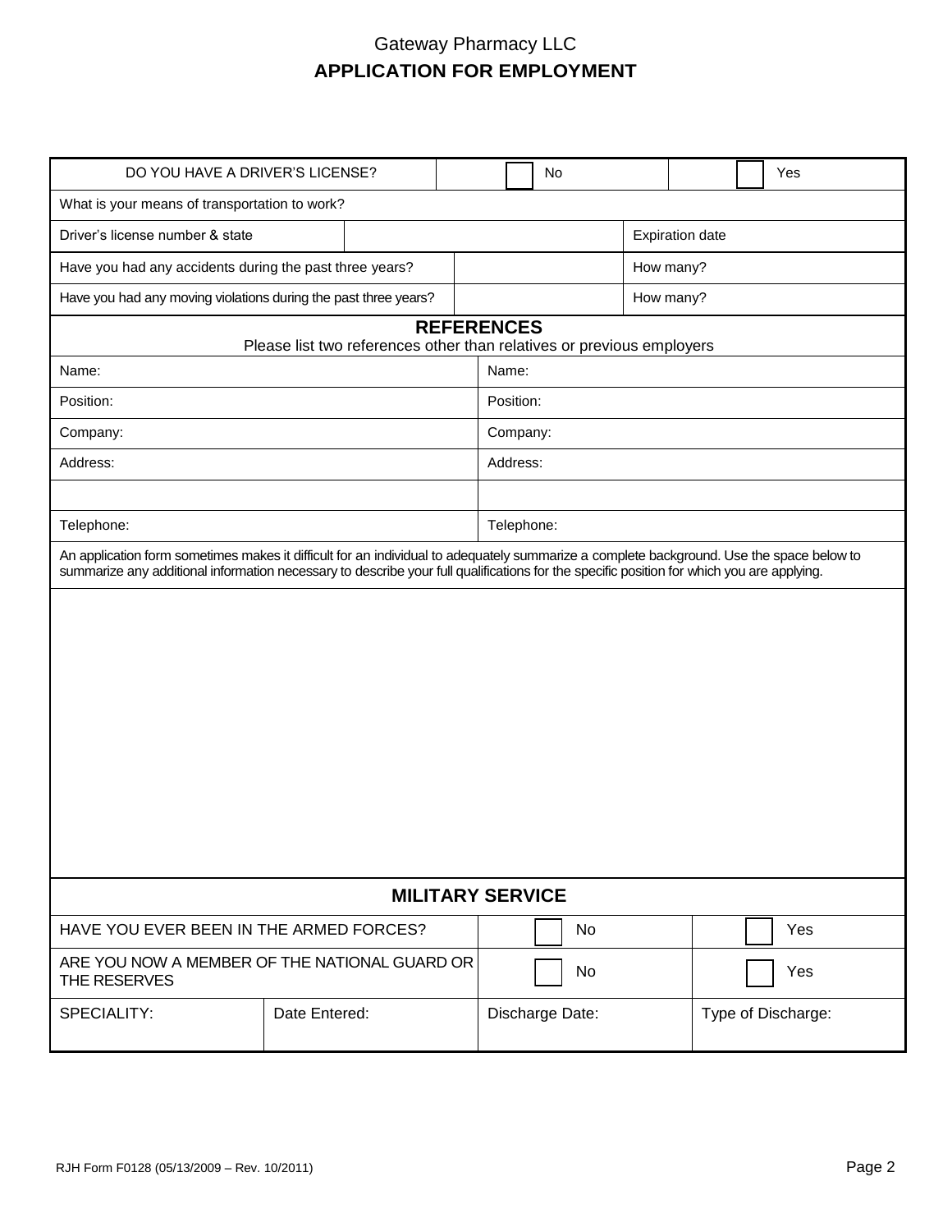Gateway Pharmacy LLC

# APPLICATION FOR EMPLOYMENT

| DO YOU HAVE A DRIVER'S LICENSE? | ☐ No | ☐ Yes |
|---|---|---|
| What is your means of transportation to work? | | |
| Driver's license number & state | | Expiration date |
| Have you had any accidents during the past three years? | | How many? |
| Have you had any moving violations during the past three years? | | How many? |

## REFERENCES

Please list two references other than relatives or previous employers

| | |
|---|---|
| Name: | Name: |
| Position: | Position: |
| Company: | Company: |
| Address: | Address: |
| | |
| Telephone: | Telephone: |

An application form sometimes makes it difficult for an individual to adequately summarize a complete background. Use the space below to summarize any additional information necessary to describe your full qualifications for the specific position for which you are applying.

## MILITARY SERVICE

| | | | |
|---|---|---|---|
| HAVE YOU EVER BEEN IN THE ARMED FORCES? | | ☐ No | ☐ Yes |
| ARE YOU NOW A MEMBER OF THE NATIONAL GUARD OR THE RESERVES | | ☐ No | ☐ Yes |
| SPECIALITY: | Date Entered: | Discharge Date: | Type of Discharge: |

RJH Form F0128 (05/13/2009 – Rev. 10/2011)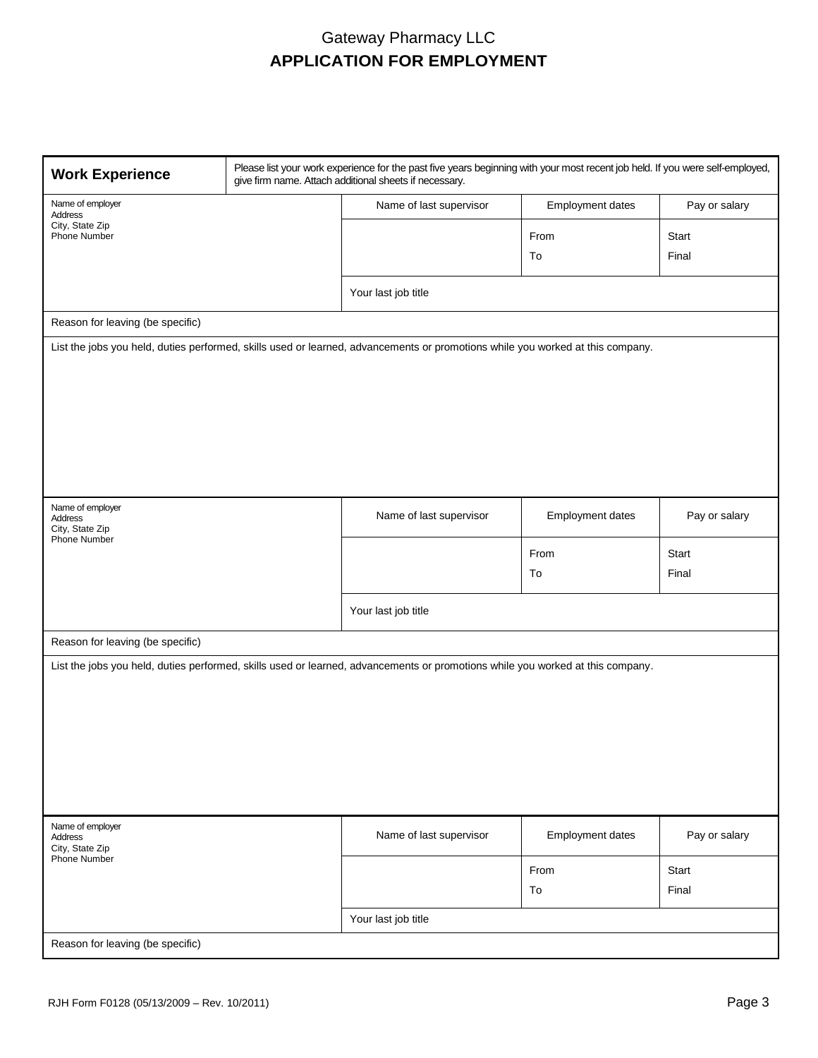# Gateway Pharmacy LLC
## APPLICATION FOR EMPLOYMENT

| **Work Experience** | Please list your work experience for the past five years beginning with your most recent job held. If you were self-employed, give firm name. Attach additional sheets if necessary. | | |
|---|---|---|---|
| Name of employer<br>Address<br>City, State Zip<br>Phone Number | Name of last supervisor | Employment dates | Pay or salary |
| | | From<br>To | Start<br>Final |
| | Your last job title | | |
| Reason for leaving (be specific) | | | |
| List the jobs you held, duties performed, skills used or learned, advancements or promotions while you worked at this company. | | | |
| Name of employer<br>Address<br>City, State Zip<br>Phone Number | Name of last supervisor | Employment dates | Pay or salary |
| | | From<br>To | Start<br>Final |
| | Your last job title | | |
| Reason for leaving (be specific) | | | |
| List the jobs you held, duties performed, skills used or learned, advancements or promotions while you worked at this company. | | | |
| Name of employer<br>Address<br>City, State Zip<br>Phone Number | Name of last supervisor | Employment dates | Pay or salary |
| | | From<br>To | Start<br>Final |
| | Your last job title | | |
| Reason for leaving (be specific) | | | |

RJH Form F0128 (05/13/2009 – Rev. 10/2011)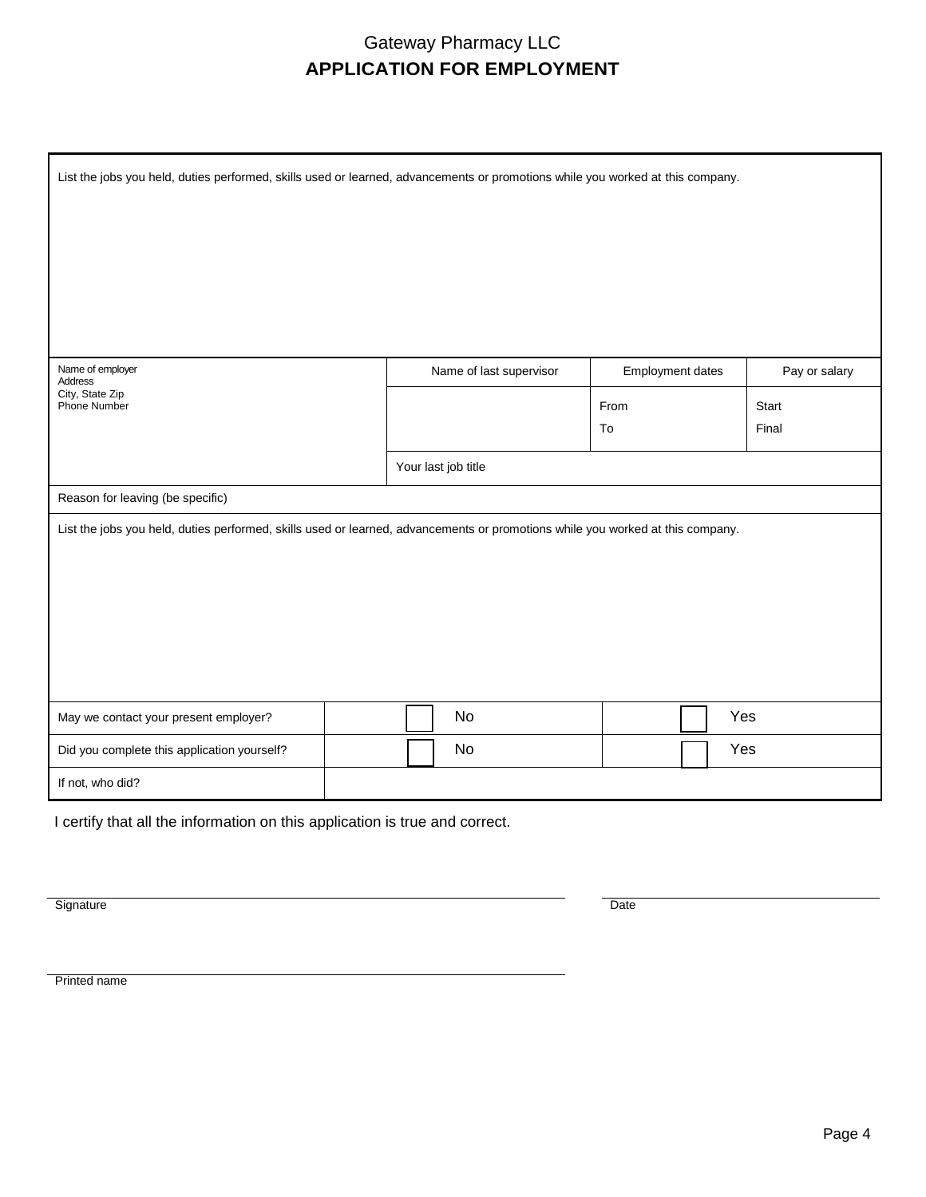Gateway Pharmacy LLC

# APPLICATION FOR EMPLOYMENT

List the jobs you held, duties performed, skills used or learned, advancements or promotions while you worked at this company.

| Name of employer<br>Address<br>City, State Zip<br>Phone Number | Name of last supervisor | Employment dates | Pay or salary |
|---|---|---|---|
| | | From<br>To | Start<br>Final |
| | Your last job title | | |
| Reason for leaving (be specific) | | | |

List the jobs you held, duties performed, skills used or learned, advancements or promotions while you worked at this company.

| | | |
|---|---|---|
| May we contact your present employer? | ☐ No | ☐ Yes |
| Did you complete this application yourself? | ☐ No | ☐ Yes |
| If not, who did? | | |

I certify that all the information on this application is true and correct.

Signature

Date

Printed name